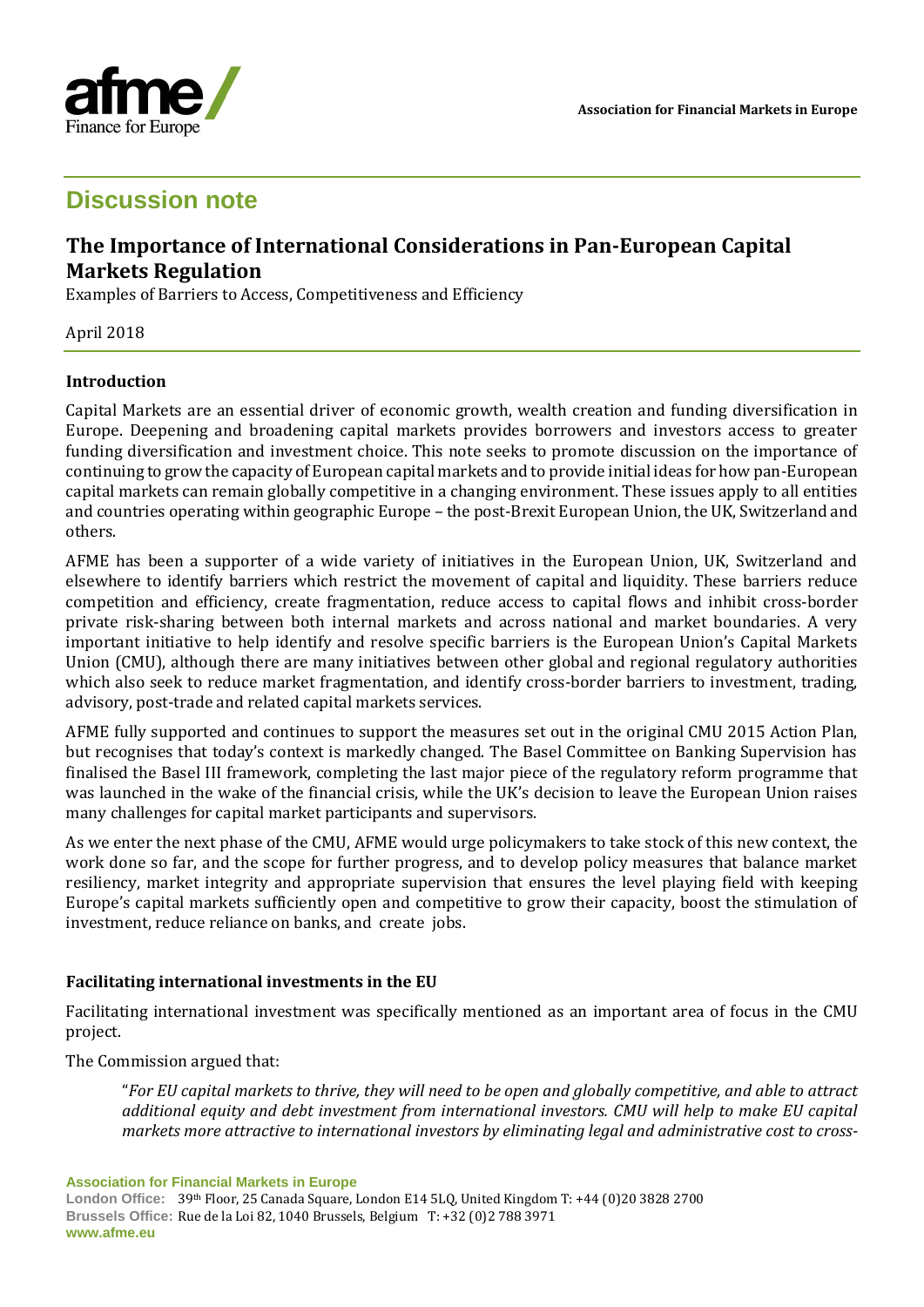Association for Financial Markets in Europe

# Discussion note

## The Importance of International Considerations in Pan-European Capital Markets Regulation

Examples of Barriers to Access, Competitiveness and Efficiency

April 2018

### Introduction

Capital Markets are an essential driver of economic growth, wealth creation and funding diversification in Europe. Deepening and broadening capital markets provides borrowers and investors access to greater funding diversification and investment choice. This note seeks to promote discussion on the importance of continuing to grow the capacity of European capital markets and to provide initial ideas for how pan-European capital markets can remain globally competitive in a changing environment. These issues apply to all entities and countries operating within geographic Europe – the post-Brexit European Union, the UK, Switzerland and others.

AFME has been a supporter of a wide variety of initiatives in the European Union, UK, Switzerland and elsewhere to identify barriers which restrict the movement of capital and liquidity. These barriers reduce competition and efficiency, create fragmentation, reduce access to capital flows and inhibit cross-border private risk-sharing between both internal markets and across national and market boundaries. A very important initiative to help identify and resolve specific barriers is the European Union's Capital Markets Union (CMU), although there are many initiatives between other global and regional regulatory authorities which also seek to reduce market fragmentation, and identify cross-border barriers to investment, trading, advisory, post-trade and related capital markets services.

AFME fully supported and continues to support the measures set out in the original CMU 2015 Action Plan, but recognises that today's context is markedly changed. The Basel Committee on Banking Supervision has finalised the Basel III framework, completing the last major piece of the regulatory reform programme that was launched in the wake of the financial crisis, while the UK's decision to leave the European Union raises many challenges for capital market participants and supervisors.

As we enter the next phase of the CMU, AFME would urge policymakers to take stock of this new context, the work done so far, and the scope for further progress, and to develop policy measures that balance market resiliency, market integrity and appropriate supervision that ensures the level playing field with keeping Europe's capital markets sufficiently open and competitive to grow their capacity, boost the stimulation of investment, reduce reliance on banks, and create jobs.

### Facilitating international investments in the EU

Facilitating international investment was specifically mentioned as an important area of focus in the CMU project.

The Commission argued that:

> "*For EU capital markets to thrive, they will need to be open and globally competitive, and able to attract additional equity and debt investment from international investors. CMU will help to make EU capital markets more attractive to international investors by eliminating legal and administrative cost to cross-*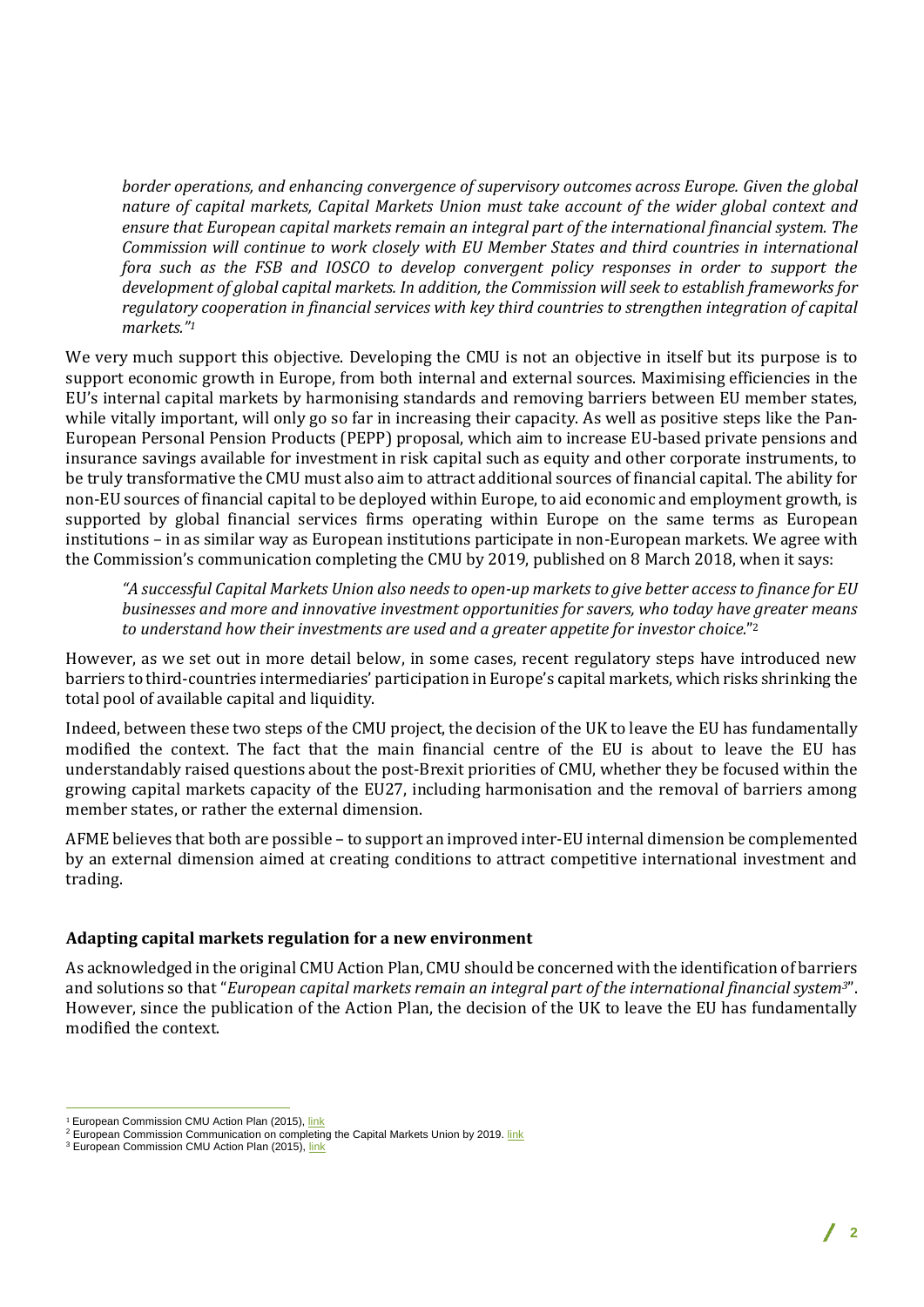*border operations, and enhancing convergence of supervisory outcomes across Europe. Given the global nature of capital markets, Capital Markets Union must take account of the wider global context and ensure that European capital markets remain an integral part of the international financial system. The Commission will continue to work closely with EU Member States and third countries in international fora such as the FSB and IOSCO to develop convergent policy responses in order to support the development of global capital markets. In addition, the Commission will seek to establish frameworks for regulatory cooperation in financial services with key third countries to strengthen integration of capital markets."*[1]

We very much support this objective. Developing the CMU is not an objective in itself but its purpose is to support economic growth in Europe, from both internal and external sources. Maximising efficiencies in the EU's internal capital markets by harmonising standards and removing barriers between EU member states, while vitally important, will only go so far in increasing their capacity. As well as positive steps like the Pan-European Personal Pension Products (PEPP) proposal, which aim to increase EU-based private pensions and insurance savings available for investment in risk capital such as equity and other corporate instruments, to be truly transformative the CMU must also aim to attract additional sources of financial capital. The ability for non-EU sources of financial capital to be deployed within Europe, to aid economic and employment growth, is supported by global financial services firms operating within Europe on the same terms as European institutions – in as similar way as European institutions participate in non-European markets. We agree with the Commission's communication completing the CMU by 2019, published on 8 March 2018, when it says:

*"A successful Capital Markets Union also needs to open-up markets to give better access to finance for EU businesses and more and innovative investment opportunities for savers, who today have greater means to understand how their investments are used and a greater appetite for investor choice."*[2]

However, as we set out in more detail below, in some cases, recent regulatory steps have introduced new barriers to third-countries intermediaries' participation in Europe's capital markets, which risks shrinking the total pool of available capital and liquidity.

Indeed, between these two steps of the CMU project, the decision of the UK to leave the EU has fundamentally modified the context. The fact that the main financial centre of the EU is about to leave the EU has understandably raised questions about the post-Brexit priorities of CMU, whether they be focused within the growing capital markets capacity of the EU27, including harmonisation and the removal of barriers among member states, or rather the external dimension.

AFME believes that both are possible – to support an improved inter-EU internal dimension be complemented by an external dimension aimed at creating conditions to attract competitive international investment and trading.

## Adapting capital markets regulation for a new environment

As acknowledged in the original CMU Action Plan, CMU should be concerned with the identification of barriers and solutions so that "*European capital markets remain an integral part of the international financial system*[3]". However, since the publication of the Action Plan, the decision of the UK to leave the EU has fundamentally modified the context.

---

[1] European Commission CMU Action Plan (2015), link

[2] European Commission Communication on completing the Capital Markets Union by 2019. link

[3] European Commission CMU Action Plan (2015), link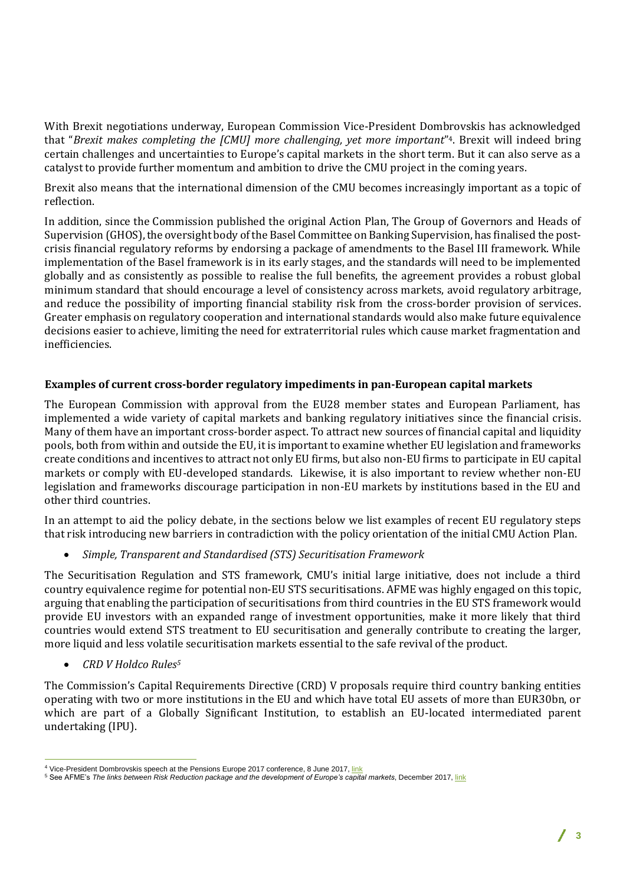With Brexit negotiations underway, European Commission Vice-President Dombrovskis has acknowledged that "*Brexit makes completing the [CMU] more challenging, yet more important*"[4]. Brexit will indeed bring certain challenges and uncertainties to Europe's capital markets in the short term. But it can also serve as a catalyst to provide further momentum and ambition to drive the CMU project in the coming years.

Brexit also means that the international dimension of the CMU becomes increasingly important as a topic of reflection.

In addition, since the Commission published the original Action Plan, The Group of Governors and Heads of Supervision (GHOS), the oversight body of the Basel Committee on Banking Supervision, has finalised the post-crisis financial regulatory reforms by endorsing a package of amendments to the Basel III framework. While implementation of the Basel framework is in its early stages, and the standards will need to be implemented globally and as consistently as possible to realise the full benefits, the agreement provides a robust global minimum standard that should encourage a level of consistency across markets, avoid regulatory arbitrage, and reduce the possibility of importing financial stability risk from the cross-border provision of services. Greater emphasis on regulatory cooperation and international standards would also make future equivalence decisions easier to achieve, limiting the need for extraterritorial rules which cause market fragmentation and inefficiencies.

### Examples of current cross-border regulatory impediments in pan-European capital markets

The European Commission with approval from the EU28 member states and European Parliament, has implemented a wide variety of capital markets and banking regulatory initiatives since the financial crisis. Many of them have an important cross-border aspect. To attract new sources of financial capital and liquidity pools, both from within and outside the EU, it is important to examine whether EU legislation and frameworks create conditions and incentives to attract not only EU firms, but also non-EU firms to participate in EU capital markets or comply with EU-developed standards. Likewise, it is also important to review whether non-EU legislation and frameworks discourage participation in non-EU markets by institutions based in the EU and other third countries.

In an attempt to aid the policy debate, in the sections below we list examples of recent EU regulatory steps that risk introducing new barriers in contradiction with the policy orientation of the initial CMU Action Plan.

- *Simple, Transparent and Standardised (STS) Securitisation Framework*

The Securitisation Regulation and STS framework, CMU's initial large initiative, does not include a third country equivalence regime for potential non-EU STS securitisations. AFME was highly engaged on this topic, arguing that enabling the participation of securitisations from third countries in the EU STS framework would provide EU investors with an expanded range of investment opportunities, make it more likely that third countries would extend STS treatment to EU securitisation and generally contribute to creating the larger, more liquid and less volatile securitisation markets essential to the safe revival of the product.

- *CRD V Holdco Rules*[5]

The Commission's Capital Requirements Directive (CRD) V proposals require third country banking entities operating with two or more institutions in the EU and which have total EU assets of more than EUR30bn, or which are part of a Globally Significant Institution, to establish an EU-located intermediated parent undertaking (IPU).

---

[4] Vice-President Dombrovskis speech at the Pensions Europe 2017 conference, 8 June 2017, link

[5] See AFME's *The links between Risk Reduction package and the development of Europe's capital markets*, December 2017, link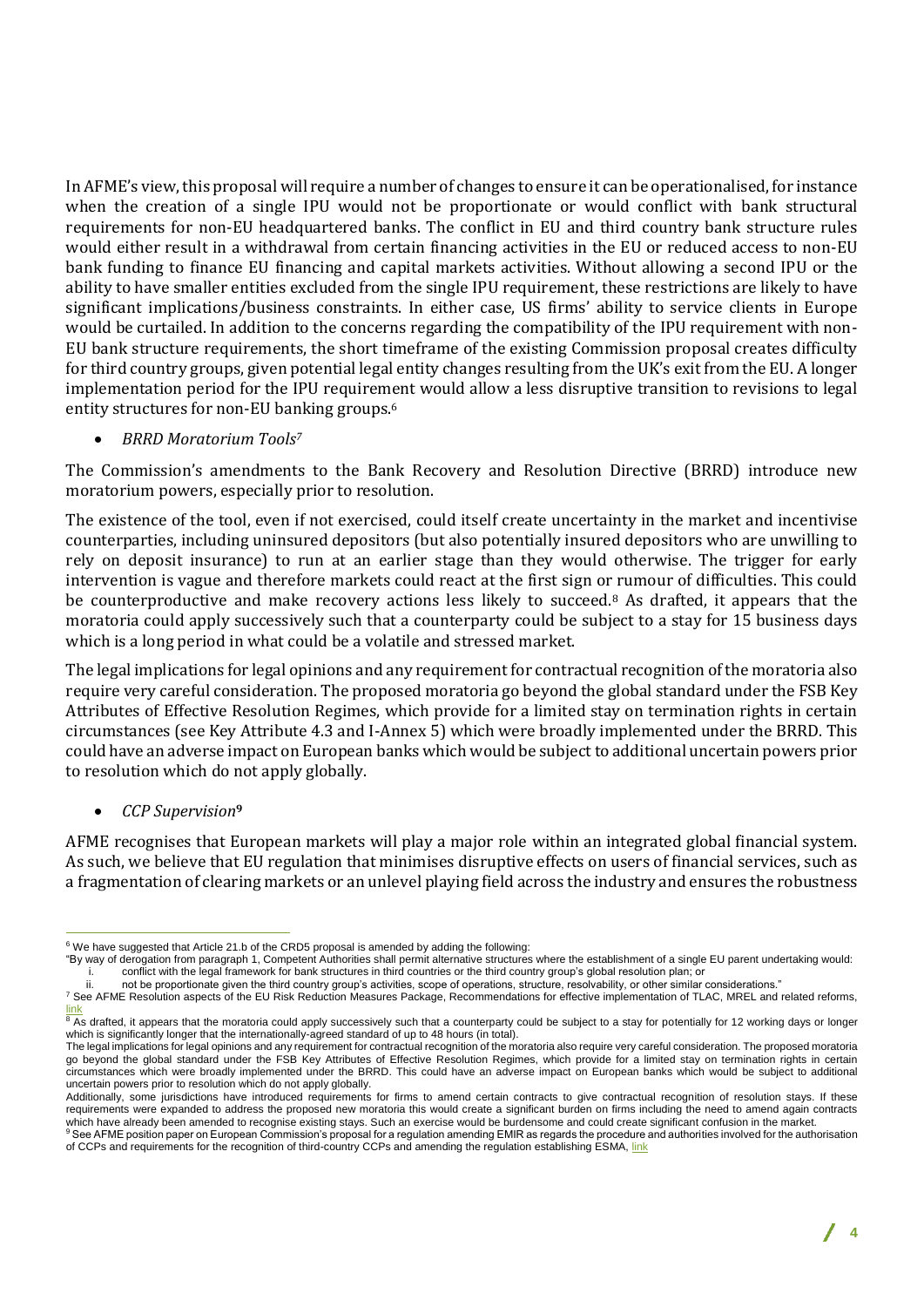In AFME's view, this proposal will require a number of changes to ensure it can be operationalised, for instance when the creation of a single IPU would not be proportionate or would conflict with bank structural requirements for non-EU headquartered banks. The conflict in EU and third country bank structure rules would either result in a withdrawal from certain financing activities in the EU or reduced access to non-EU bank funding to finance EU financing and capital markets activities. Without allowing a second IPU or the ability to have smaller entities excluded from the single IPU requirement, these restrictions are likely to have significant implications/business constraints. In either case, US firms' ability to service clients in Europe would be curtailed. In addition to the concerns regarding the compatibility of the IPU requirement with non-EU bank structure requirements, the short timeframe of the existing Commission proposal creates difficulty for third country groups, given potential legal entity changes resulting from the UK's exit from the EU. A longer implementation period for the IPU requirement would allow a less disruptive transition to revisions to legal entity structures for non-EU banking groups.[6]

- *BRRD Moratorium Tools*[7]

The Commission's amendments to the Bank Recovery and Resolution Directive (BRRD) introduce new moratorium powers, especially prior to resolution.

The existence of the tool, even if not exercised, could itself create uncertainty in the market and incentivise counterparties, including uninsured depositors (but also potentially insured depositors who are unwilling to rely on deposit insurance) to run at an earlier stage than they would otherwise. The trigger for early intervention is vague and therefore markets could react at the first sign or rumour of difficulties. This could be counterproductive and make recovery actions less likely to succeed.[8] As drafted, it appears that the moratoria could apply successively such that a counterparty could be subject to a stay for 15 business days which is a long period in what could be a volatile and stressed market.

The legal implications for legal opinions and any requirement for contractual recognition of the moratoria also require very careful consideration. The proposed moratoria go beyond the global standard under the FSB Key Attributes of Effective Resolution Regimes, which provide for a limited stay on termination rights in certain circumstances (see Key Attribute 4.3 and I-Annex 5) which were broadly implemented under the BRRD. This could have an adverse impact on European banks which would be subject to additional uncertain powers prior to resolution which do not apply globally.

- *CCP Supervision*[9]

AFME recognises that European markets will play a major role within an integrated global financial system. As such, we believe that EU regulation that minimises disruptive effects on users of financial services, such as a fragmentation of clearing markets or an unlevel playing field across the industry and ensures the robustness

---

[6] We have suggested that Article 21.b of the CRD5 proposal is amended by adding the following:
"By way of derogation from paragraph 1, Competent Authorities shall permit alternative structures where the establishment of a single EU parent undertaking would:
i. conflict with the legal framework for bank structures in third countries or the third country group's global resolution plan; or
ii. not be proportionate given the third country group's activities, scope of operations, structure, resolvability, or other similar considerations."

[7] See AFME Resolution aspects of the EU Risk Reduction Measures Package, Recommendations for effective implementation of TLAC, MREL and related reforms, link

[8] As drafted, it appears that the moratoria could apply successively such that a counterparty could be subject to a stay for potentially for 12 working days or longer which is significantly longer that the internationally-agreed standard of up to 48 hours (in total).
The legal implications for legal opinions and any requirement for contractual recognition of the moratoria also require very careful consideration. The proposed moratoria go beyond the global standard under the FSB Key Attributes of Effective Resolution Regimes, which provide for a limited stay on termination rights in certain circumstances which were broadly implemented under the BRRD. This could have an adverse impact on European banks which would be subject to additional uncertain powers prior to resolution which do not apply globally.
Additionally, some jurisdictions have introduced requirements for firms to amend certain contracts to give contractual recognition of resolution stays. If these requirements were expanded to address the proposed new moratoria this would create a significant burden on firms including the need to amend again contracts which have already been amended to recognise existing stays. Such an exercise would be burdensome and could create significant confusion in the market.

[9] See AFME position paper on European Commission's proposal for a regulation amending EMIR as regards the procedure and authorities involved for the authorisation of CCPs and requirements for the recognition of third-country CCPs and amending the regulation establishing ESMA, link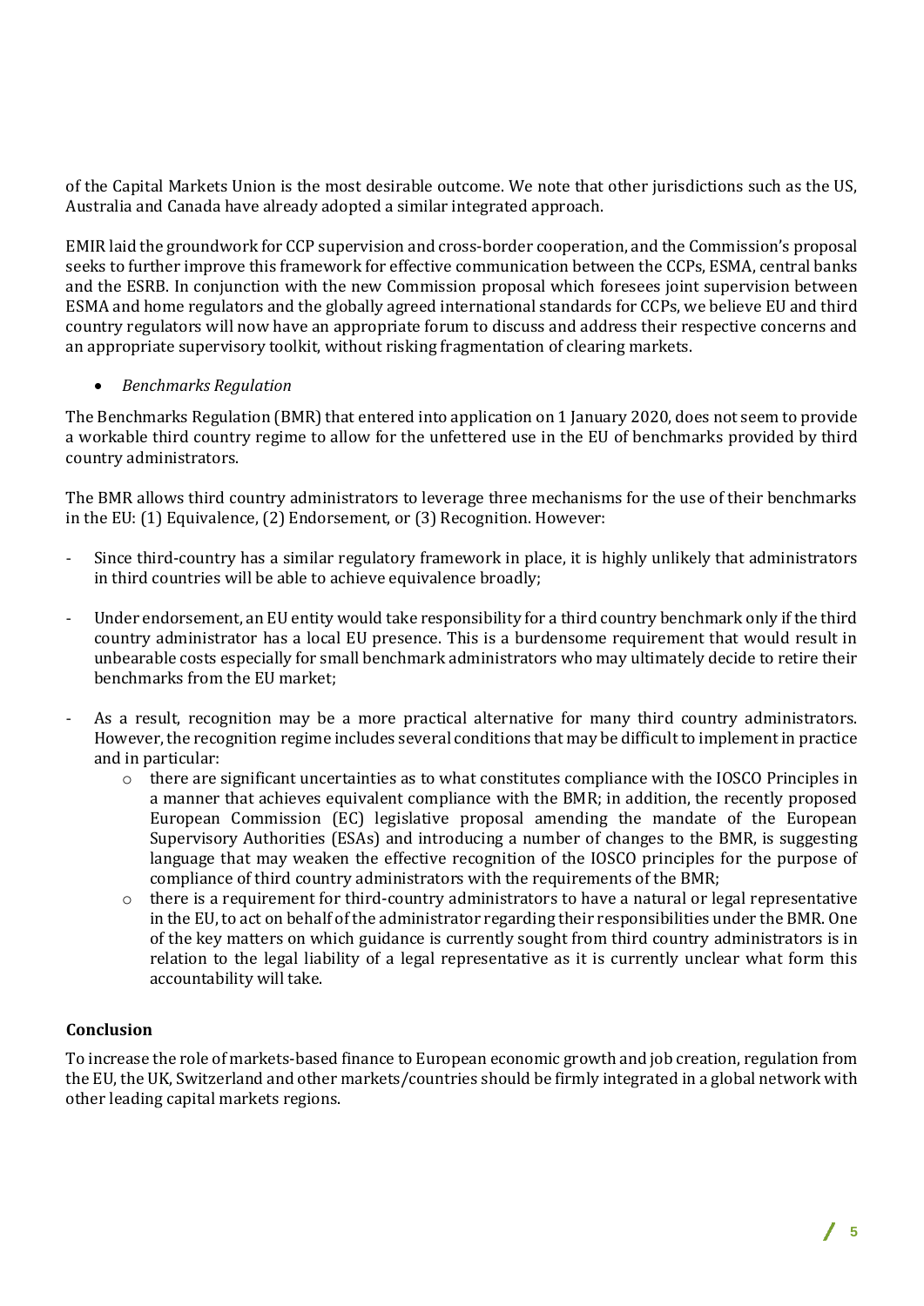of the Capital Markets Union is the most desirable outcome. We note that other jurisdictions such as the US, Australia and Canada have already adopted a similar integrated approach.

EMIR laid the groundwork for CCP supervision and cross-border cooperation, and the Commission's proposal seeks to further improve this framework for effective communication between the CCPs, ESMA, central banks and the ESRB. In conjunction with the new Commission proposal which foresees joint supervision between ESMA and home regulators and the globally agreed international standards for CCPs, we believe EU and third country regulators will now have an appropriate forum to discuss and address their respective concerns and an appropriate supervisory toolkit, without risking fragmentation of clearing markets.

- *Benchmarks Regulation*

The Benchmarks Regulation (BMR) that entered into application on 1 January 2020, does not seem to provide a workable third country regime to allow for the unfettered use in the EU of benchmarks provided by third country administrators.

The BMR allows third country administrators to leverage three mechanisms for the use of their benchmarks in the EU: (1) Equivalence, (2) Endorsement, or (3) Recognition. However:

- Since third-country has a similar regulatory framework in place, it is highly unlikely that administrators in third countries will be able to achieve equivalence broadly;
- Under endorsement, an EU entity would take responsibility for a third country benchmark only if the third country administrator has a local EU presence. This is a burdensome requirement that would result in unbearable costs especially for small benchmark administrators who may ultimately decide to retire their benchmarks from the EU market;
- As a result, recognition may be a more practical alternative for many third country administrators. However, the recognition regime includes several conditions that may be difficult to implement in practice and in particular:
  - there are significant uncertainties as to what constitutes compliance with the IOSCO Principles in a manner that achieves equivalent compliance with the BMR; in addition, the recently proposed European Commission (EC) legislative proposal amending the mandate of the European Supervisory Authorities (ESAs) and introducing a number of changes to the BMR, is suggesting language that may weaken the effective recognition of the IOSCO principles for the purpose of compliance of third country administrators with the requirements of the BMR;
  - there is a requirement for third-country administrators to have a natural or legal representative in the EU, to act on behalf of the administrator regarding their responsibilities under the BMR. One of the key matters on which guidance is currently sought from third country administrators is in relation to the legal liability of a legal representative as it is currently unclear what form this accountability will take.

**Conclusion**

To increase the role of markets-based finance to European economic growth and job creation, regulation from the EU, the UK, Switzerland and other markets/countries should be firmly integrated in a global network with other leading capital markets regions.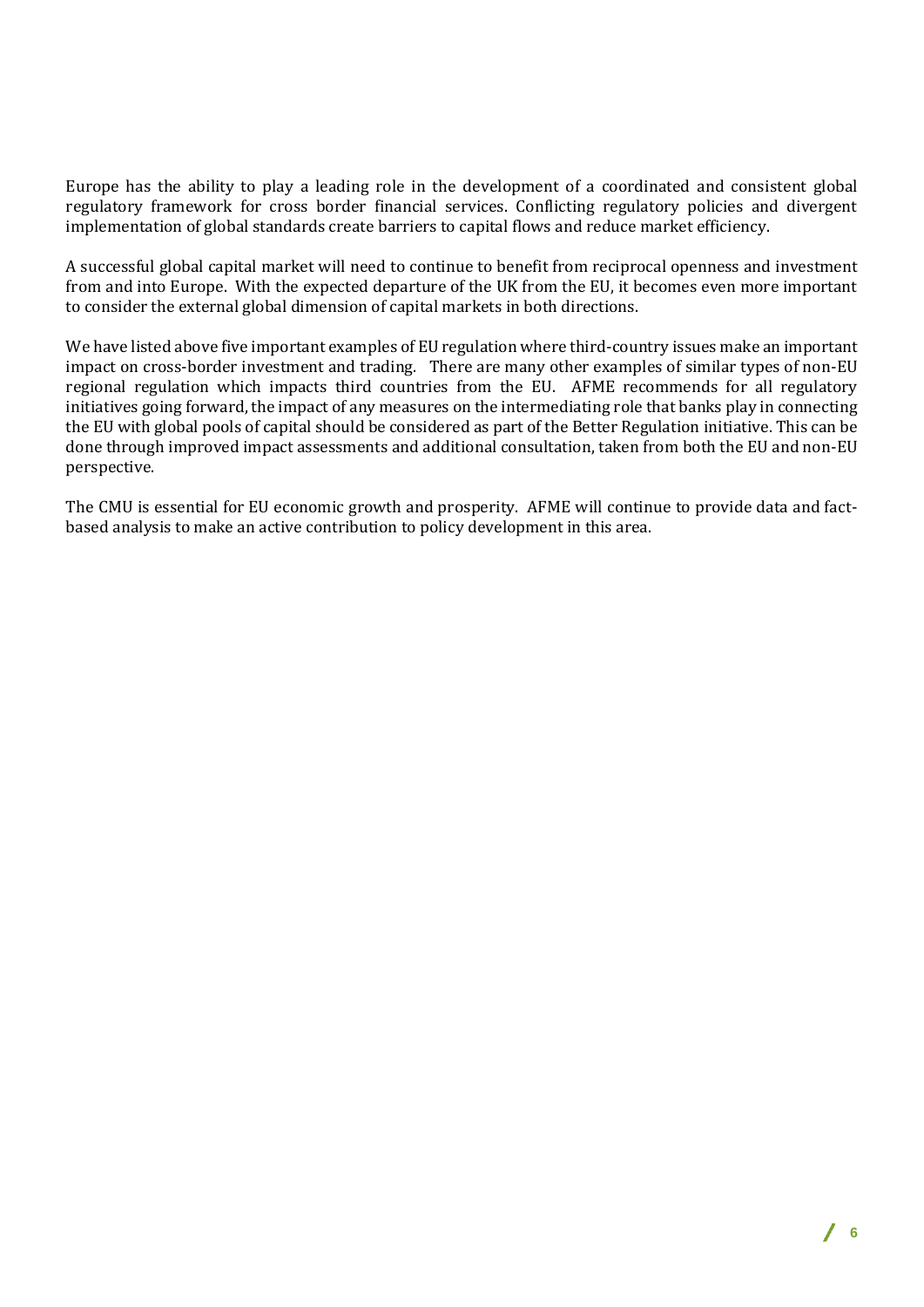Europe has the ability to play a leading role in the development of a coordinated and consistent global regulatory framework for cross border financial services. Conflicting regulatory policies and divergent implementation of global standards create barriers to capital flows and reduce market efficiency.

A successful global capital market will need to continue to benefit from reciprocal openness and investment from and into Europe. With the expected departure of the UK from the EU, it becomes even more important to consider the external global dimension of capital markets in both directions.

We have listed above five important examples of EU regulation where third-country issues make an important impact on cross-border investment and trading. There are many other examples of similar types of non-EU regional regulation which impacts third countries from the EU. AFME recommends for all regulatory initiatives going forward, the impact of any measures on the intermediating role that banks play in connecting the EU with global pools of capital should be considered as part of the Better Regulation initiative. This can be done through improved impact assessments and additional consultation, taken from both the EU and non-EU perspective.

The CMU is essential for EU economic growth and prosperity. AFME will continue to provide data and fact-based analysis to make an active contribution to policy development in this area.